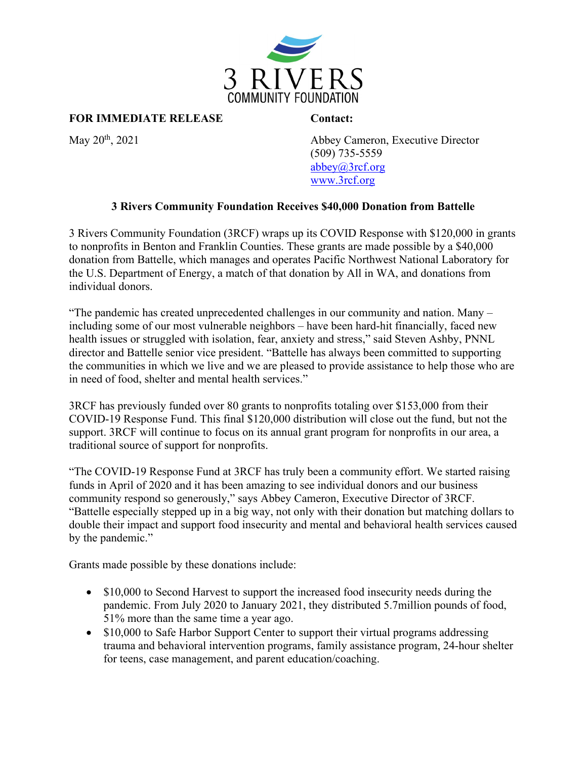3 RIVERS
COMMUNITY FOUNDATION

**FOR IMMEDIATE RELEASE**

May 20th, 2021

**Contact:**

Abbey Cameron, Executive Director
(509) 735-5559
abbey@3rcf.org
www.3rcf.org

**3 Rivers Community Foundation Receives $40,000 Donation from Battelle**

3 Rivers Community Foundation (3RCF) wraps up its COVID Response with $120,000 in grants to nonprofits in Benton and Franklin Counties. These grants are made possible by a $40,000 donation from Battelle, which manages and operates Pacific Northwest National Laboratory for the U.S. Department of Energy, a match of that donation by All in WA, and donations from individual donors.

"The pandemic has created unprecedented challenges in our community and nation. Many – including some of our most vulnerable neighbors – have been hard-hit financially, faced new health issues or struggled with isolation, fear, anxiety and stress," said Steven Ashby, PNNL director and Battelle senior vice president. "Battelle has always been committed to supporting the communities in which we live and we are pleased to provide assistance to help those who are in need of food, shelter and mental health services."

3RCF has previously funded over 80 grants to nonprofits totaling over $153,000 from their COVID-19 Response Fund. This final $120,000 distribution will close out the fund, but not the support. 3RCF will continue to focus on its annual grant program for nonprofits in our area, a traditional source of support for nonprofits.

"The COVID-19 Response Fund at 3RCF has truly been a community effort. We started raising funds in April of 2020 and it has been amazing to see individual donors and our business community respond so generously," says Abbey Cameron, Executive Director of 3RCF. "Battelle especially stepped up in a big way, not only with their donation but matching dollars to double their impact and support food insecurity and mental and behavioral health services caused by the pandemic."

Grants made possible by these donations include:

- $10,000 to Second Harvest to support the increased food insecurity needs during the pandemic. From July 2020 to January 2021, they distributed 5.7million pounds of food, 51% more than the same time a year ago.
- $10,000 to Safe Harbor Support Center to support their virtual programs addressing trauma and behavioral intervention programs, family assistance program, 24-hour shelter for teens, case management, and parent education/coaching.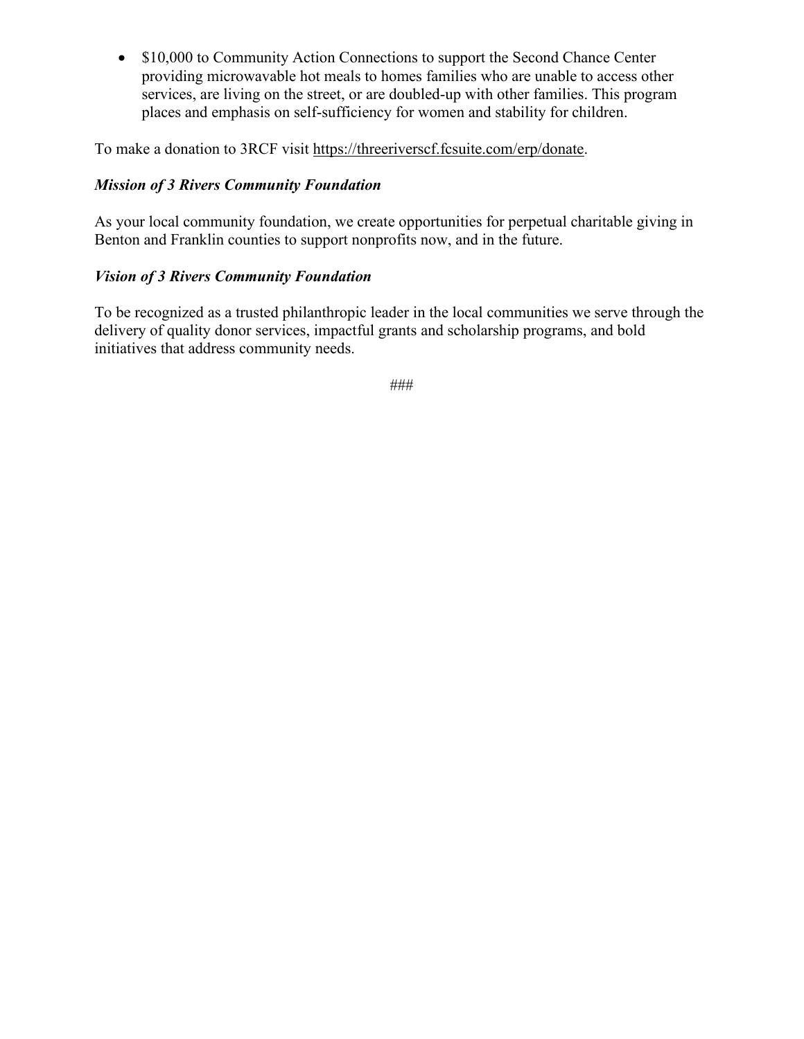- $10,000 to Community Action Connections to support the Second Chance Center providing microwavable hot meals to homes families who are unable to access other services, are living on the street, or are doubled-up with other families. This program places and emphasis on self-sufficiency for women and stability for children.

To make a donation to 3RCF visit https://threeriverscf.fcsuite.com/erp/donate.

***Mission of 3 Rivers Community Foundation***

As your local community foundation, we create opportunities for perpetual charitable giving in Benton and Franklin counties to support nonprofits now, and in the future.

***Vision of 3 Rivers Community Foundation***

To be recognized as a trusted philanthropic leader in the local communities we serve through the delivery of quality donor services, impactful grants and scholarship programs, and bold initiatives that address community needs.

###